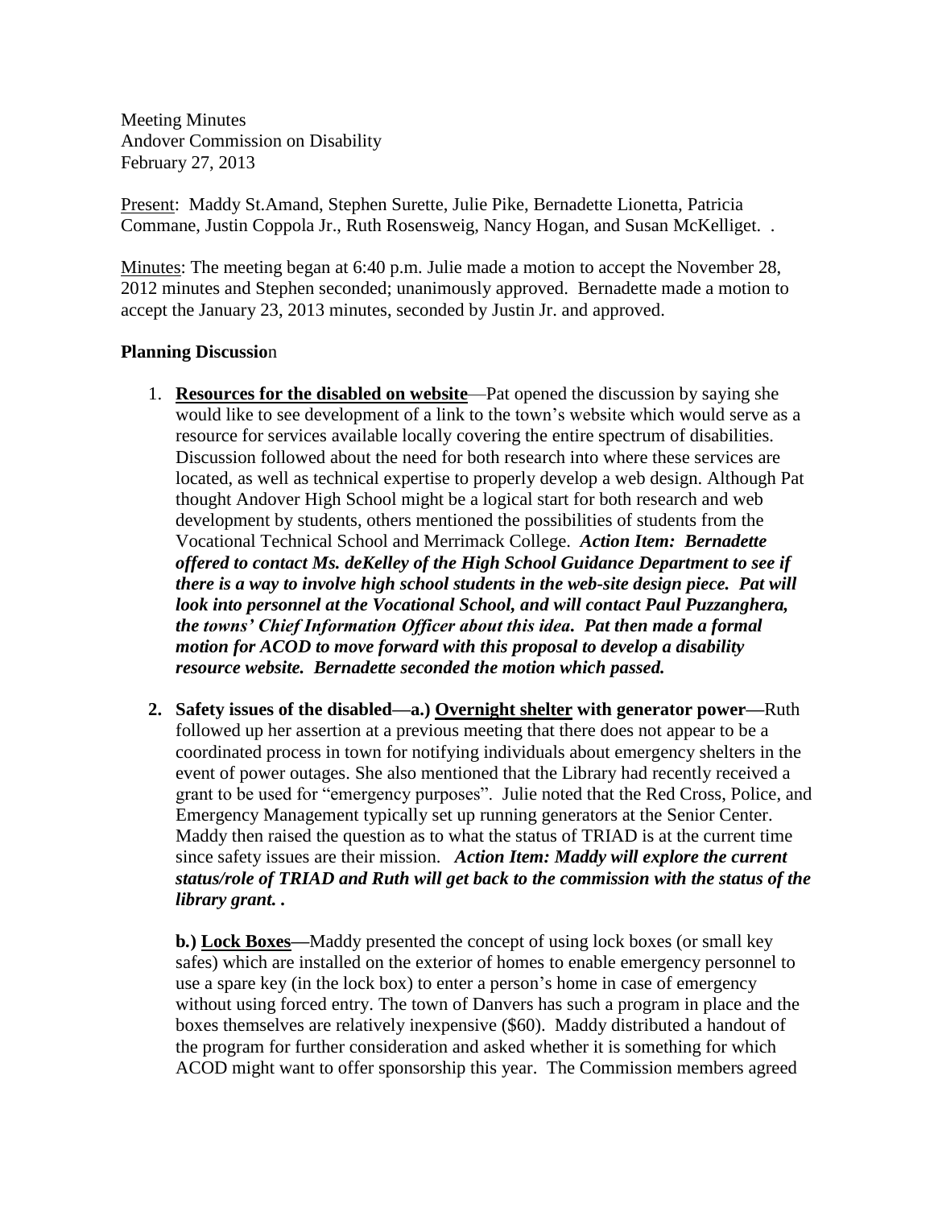Meeting Minutes
Andover Commission on Disability
February 27, 2013

Present: Maddy St.Amand, Stephen Surette, Julie Pike, Bernadette Lionetta, Patricia Commane, Justin Coppola Jr., Ruth Rosensweig, Nancy Hogan, and Susan McKelliget. .

Minutes: The meeting began at 6:40 p.m. Julie made a motion to accept the November 28, 2012 minutes and Stephen seconded; unanimously approved. Bernadette made a motion to accept the January 23, 2013 minutes, seconded by Justin Jr. and approved.

**Planning Discussio**n

1. **Resources for the disabled on website**—Pat opened the discussion by saying she would like to see development of a link to the town's website which would serve as a resource for services available locally covering the entire spectrum of disabilities. Discussion followed about the need for both research into where these services are located, as well as technical expertise to properly develop a web design. Although Pat thought Andover High School might be a logical start for both research and web development by students, others mentioned the possibilities of students from the Vocational Technical School and Merrimack College. ***Action Item: Bernadette offered to contact Ms. deKelley of the High School Guidance Department to see if there is a way to involve high school students in the web-site design piece. Pat will look into personnel at the Vocational School, and will contact Paul Puzzanghera, the towns' Chief Information Officer about this idea. Pat then made a formal motion for ACOD to move forward with this proposal to develop a disability resource website. Bernadette seconded the motion which passed.***

2. **Safety issues of the disabled—a.) Overnight shelter with generator power—**Ruth followed up her assertion at a previous meeting that there does not appear to be a coordinated process in town for notifying individuals about emergency shelters in the event of power outages. She also mentioned that the Library had recently received a grant to be used for "emergency purposes". Julie noted that the Red Cross, Police, and Emergency Management typically set up running generators at the Senior Center. Maddy then raised the question as to what the status of TRIAD is at the current time since safety issues are their mission. ***Action Item: Maddy will explore the current status/role of TRIAD and Ruth will get back to the commission with the status of the library grant. .***

   **b.) Lock Boxes—**Maddy presented the concept of using lock boxes (or small key safes) which are installed on the exterior of homes to enable emergency personnel to use a spare key (in the lock box) to enter a person's home in case of emergency without using forced entry. The town of Danvers has such a program in place and the boxes themselves are relatively inexpensive ($60). Maddy distributed a handout of the program for further consideration and asked whether it is something for which ACOD might want to offer sponsorship this year. The Commission members agreed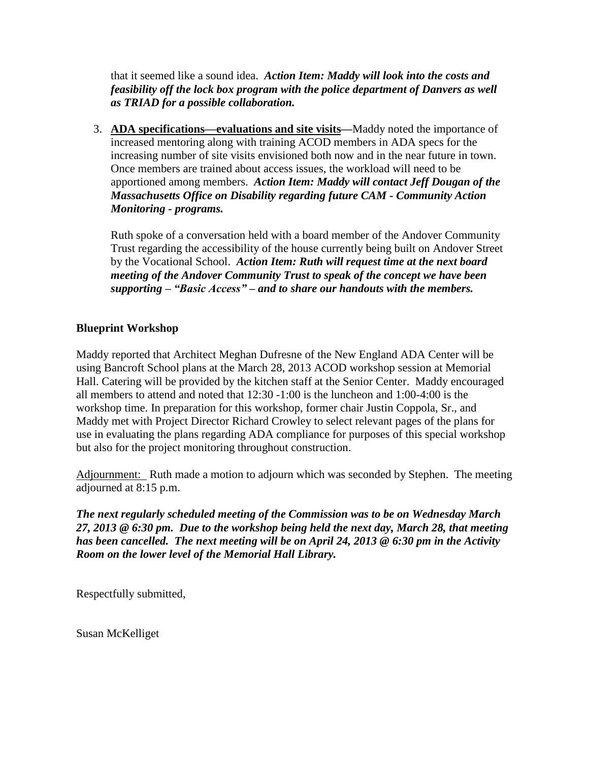that it seemed like a sound idea. ***Action Item: Maddy will look into the costs and feasibility off the lock box program with the police department of Danvers as well as TRIAD for a possible collaboration.***

3. **ADA specifications—evaluations and site visits—**Maddy noted the importance of increased mentoring along with training ACOD members in ADA specs for the increasing number of site visits envisioned both now and in the near future in town. Once members are trained about access issues, the workload will need to be apportioned among members. ***Action Item: Maddy will contact Jeff Dougan of the Massachusetts Office on Disability regarding future CAM - Community Action Monitoring - programs.***

   Ruth spoke of a conversation held with a board member of the Andover Community Trust regarding the accessibility of the house currently being built on Andover Street by the Vocational School. ***Action Item: Ruth will request time at the next board meeting of the Andover Community Trust to speak of the concept we have been supporting – "Basic Access" – and to share our handouts with the members.***

**Blueprint Workshop**

Maddy reported that Architect Meghan Dufresne of the New England ADA Center will be using Bancroft School plans at the March 28, 2013 ACOD workshop session at Memorial Hall. Catering will be provided by the kitchen staff at the Senior Center. Maddy encouraged all members to attend and noted that 12:30 -1:00 is the luncheon and 1:00-4:00 is the workshop time. In preparation for this workshop, former chair Justin Coppola, Sr., and Maddy met with Project Director Richard Crowley to select relevant pages of the plans for use in evaluating the plans regarding ADA compliance for purposes of this special workshop but also for the project monitoring throughout construction.

Adjournment: Ruth made a motion to adjourn which was seconded by Stephen. The meeting adjourned at 8:15 p.m.

***The next regularly scheduled meeting of the Commission was to be on Wednesday March 27, 2013 @ 6:30 pm. Due to the workshop being held the next day, March 28, that meeting has been cancelled. The next meeting will be on April 24, 2013 @ 6:30 pm in the Activity Room on the lower level of the Memorial Hall Library.***

Respectfully submitted,

Susan McKelliget